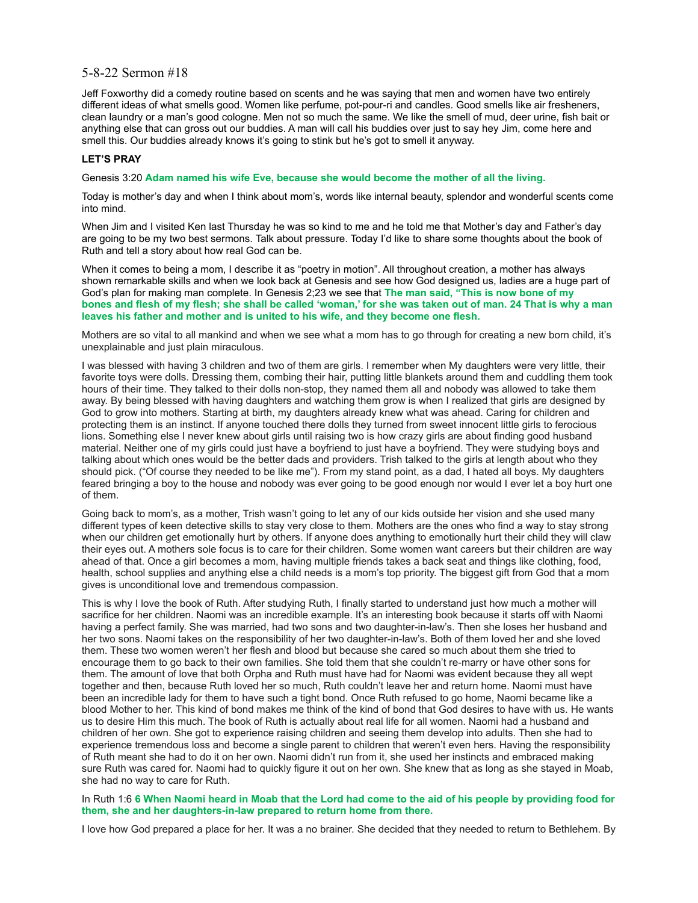# 5-8-22 Sermon #18

Jeff Foxworthy did a comedy routine based on scents and he was saying that men and women have two entirely different ideas of what smells good. Women like perfume, pot-pour-ri and candles. Good smells like air fresheners, clean laundry or a man's good cologne. Men not so much the same. We like the smell of mud, deer urine, fish bait or anything else that can gross out our buddies. A man will call his buddies over just to say hey Jim, come here and smell this. Our buddies already knows it's going to stink but he's got to smell it anyway.

**LET'S PRAY**

Genesis 3:20 **Adam named his wife Eve, because she would become the mother of all the living.**

Today is mother's day and when I think about mom's, words like internal beauty, splendor and wonderful scents come into mind.

When Jim and I visited Ken last Thursday he was so kind to me and he told me that Mother's day and Father's day are going to be my two best sermons. Talk about pressure. Today I'd like to share some thoughts about the book of Ruth and tell a story about how real God can be.

When it comes to being a mom, I describe it as "poetry in motion". All throughout creation, a mother has always shown remarkable skills and when we look back at Genesis and see how God designed us, ladies are a huge part of God's plan for making man complete. In Genesis 2;23 we see that **The man said, "This is now bone of my bones and flesh of my flesh; she shall be called 'woman,' for she was taken out of man. 24 That is why a man leaves his father and mother and is united to his wife, and they become one flesh.**

Mothers are so vital to all mankind and when we see what a mom has to go through for creating a new born child, it's unexplainable and just plain miraculous.

I was blessed with having 3 children and two of them are girls. I remember when My daughters were very little, their favorite toys were dolls. Dressing them, combing their hair, putting little blankets around them and cuddling them took hours of their time. They talked to their dolls non-stop, they named them all and nobody was allowed to take them away. By being blessed with having daughters and watching them grow is when I realized that girls are designed by God to grow into mothers. Starting at birth, my daughters already knew what was ahead. Caring for children and protecting them is an instinct. If anyone touched there dolls they turned from sweet innocent little girls to ferocious lions. Something else I never knew about girls until raising two is how crazy girls are about finding good husband material. Neither one of my girls could just have a boyfriend to just have a boyfriend. They were studying boys and talking about which ones would be the better dads and providers. Trish talked to the girls at length about who they should pick. ("Of course they needed to be like me"). From my stand point, as a dad, I hated all boys. My daughters feared bringing a boy to the house and nobody was ever going to be good enough nor would I ever let a boy hurt one of them.

Going back to mom's, as a mother, Trish wasn't going to let any of our kids outside her vision and she used many different types of keen detective skills to stay very close to them. Mothers are the ones who find a way to stay strong when our children get emotionally hurt by others. If anyone does anything to emotionally hurt their child they will claw their eyes out. A mothers sole focus is to care for their children. Some women want careers but their children are way ahead of that. Once a girl becomes a mom, having multiple friends takes a back seat and things like clothing, food, health, school supplies and anything else a child needs is a mom's top priority. The biggest gift from God that a mom gives is unconditional love and tremendous compassion.

This is why I love the book of Ruth. After studying Ruth, I finally started to understand just how much a mother will sacrifice for her children. Naomi was an incredible example. It's an interesting book because it starts off with Naomi having a perfect family. She was married, had two sons and two daughter-in-law's. Then she loses her husband and her two sons. Naomi takes on the responsibility of her two daughter-in-law's. Both of them loved her and she loved them. These two women weren't her flesh and blood but because she cared so much about them she tried to encourage them to go back to their own families. She told them that she couldn't re-marry or have other sons for them. The amount of love that both Orpha and Ruth must have had for Naomi was evident because they all wept together and then, because Ruth loved her so much, Ruth couldn't leave her and return home. Naomi must have been an incredible lady for them to have such a tight bond. Once Ruth refused to go home, Naomi became like a blood Mother to her. This kind of bond makes me think of the kind of bond that God desires to have with us. He wants us to desire Him this much. The book of Ruth is actually about real life for all women. Naomi had a husband and children of her own. She got to experience raising children and seeing them develop into adults. Then she had to experience tremendous loss and become a single parent to children that weren't even hers. Having the responsibility of Ruth meant she had to do it on her own. Naomi didn't run from it, she used her instincts and embraced making sure Ruth was cared for. Naomi had to quickly figure it out on her own. She knew that as long as she stayed in Moab, she had no way to care for Ruth.

In Ruth 1:6 **6 When Naomi heard in Moab that the Lord had come to the aid of his people by providing food for them, she and her daughters-in-law prepared to return home from there.**

I love how God prepared a place for her. It was a no brainer. She decided that they needed to return to Bethlehem. By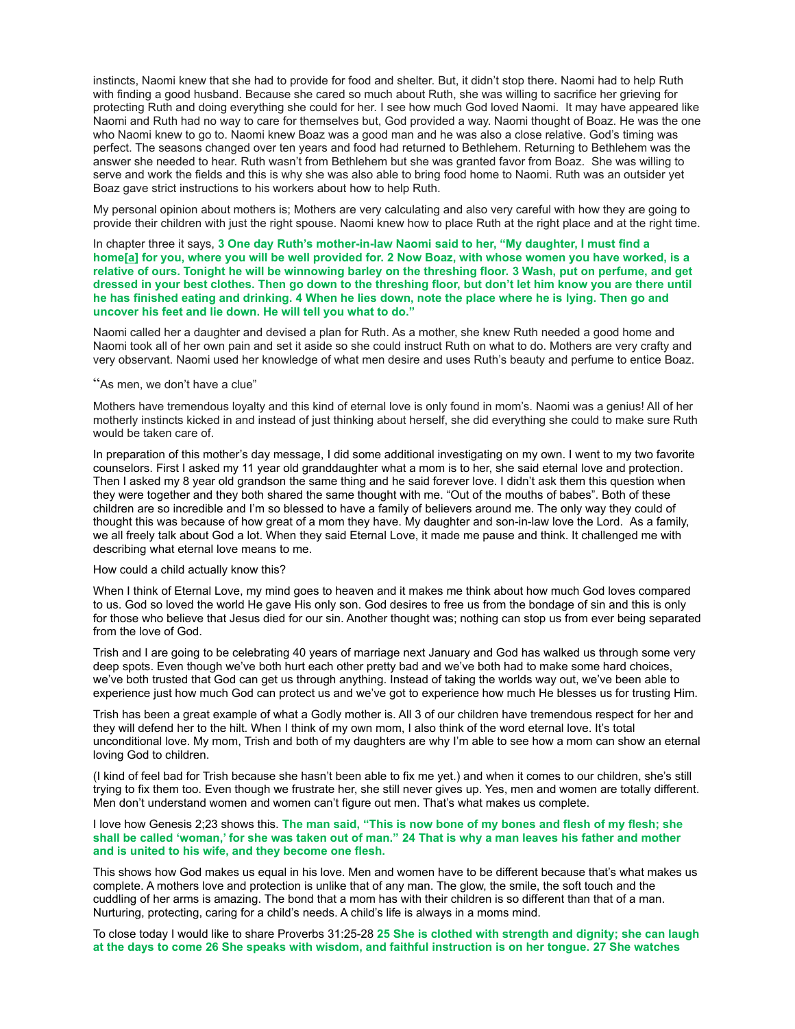instincts, Naomi knew that she had to provide for food and shelter. But, it didn't stop there. Naomi had to help Ruth with finding a good husband. Because she cared so much about Ruth, she was willing to sacrifice her grieving for protecting Ruth and doing everything she could for her. I see how much God loved Naomi. It may have appeared like Naomi and Ruth had no way to care for themselves but, God provided a way. Naomi thought of Boaz. He was the one who Naomi knew to go to. Naomi knew Boaz was a good man and he was also a close relative. God's timing was perfect. The seasons changed over ten years and food had returned to Bethlehem. Returning to Bethlehem was the answer she needed to hear. Ruth wasn't from Bethlehem but she was granted favor from Boaz. She was willing to serve and work the fields and this is why she was also able to bring food home to Naomi. Ruth was an outsider yet Boaz gave strict instructions to his workers about how to help Ruth.

My personal opinion about mothers is; Mothers are very calculating and also very careful with how they are going to provide their children with just the right spouse. Naomi knew how to place Ruth at the right place and at the right time.

In chapter three it says, **3 One day Ruth's mother-in-law Naomi said to her, "My daughter, I must find a home[a] for you, where you will be well provided for. 2 Now Boaz, with whose women you have worked, is a relative of ours. Tonight he will be winnowing barley on the threshing floor. 3 Wash, put on perfume, and get dressed in your best clothes. Then go down to the threshing floor, but don't let him know you are there until he has finished eating and drinking. 4 When he lies down, note the place where he is lying. Then go and uncover his feet and lie down. He will tell you what to do."**

Naomi called her a daughter and devised a plan for Ruth. As a mother, she knew Ruth needed a good home and Naomi took all of her own pain and set it aside so she could instruct Ruth on what to do. Mothers are very crafty and very observant. Naomi used her knowledge of what men desire and uses Ruth's beauty and perfume to entice Boaz.

"As men, we don't have a clue"

Mothers have tremendous loyalty and this kind of eternal love is only found in mom's. Naomi was a genius! All of her motherly instincts kicked in and instead of just thinking about herself, she did everything she could to make sure Ruth would be taken care of.

In preparation of this mother's day message, I did some additional investigating on my own. I went to my two favorite counselors. First I asked my 11 year old granddaughter what a mom is to her, she said eternal love and protection. Then I asked my 8 year old grandson the same thing and he said forever love. I didn't ask them this question when they were together and they both shared the same thought with me. "Out of the mouths of babes". Both of these children are so incredible and I'm so blessed to have a family of believers around me. The only way they could of thought this was because of how great of a mom they have. My daughter and son-in-law love the Lord. As a family, we all freely talk about God a lot. When they said Eternal Love, it made me pause and think. It challenged me with describing what eternal love means to me.

How could a child actually know this?

When I think of Eternal Love, my mind goes to heaven and it makes me think about how much God loves compared to us. God so loved the world He gave His only son. God desires to free us from the bondage of sin and this is only for those who believe that Jesus died for our sin. Another thought was; nothing can stop us from ever being separated from the love of God.

Trish and I are going to be celebrating 40 years of marriage next January and God has walked us through some very deep spots. Even though we've both hurt each other pretty bad and we've both had to make some hard choices, we've both trusted that God can get us through anything. Instead of taking the worlds way out, we've been able to experience just how much God can protect us and we've got to experience how much He blesses us for trusting Him.

Trish has been a great example of what a Godly mother is. All 3 of our children have tremendous respect for her and they will defend her to the hilt. When I think of my own mom, I also think of the word eternal love. It's total unconditional love. My mom, Trish and both of my daughters are why I'm able to see how a mom can show an eternal loving God to children.

(I kind of feel bad for Trish because she hasn't been able to fix me yet.) and when it comes to our children, she's still trying to fix them too. Even though we frustrate her, she still never gives up. Yes, men and women are totally different. Men don't understand women and women can't figure out men. That's what makes us complete.

I love how Genesis 2;23 shows this. **The man said, "This is now bone of my bones and flesh of my flesh; she shall be called 'woman,' for she was taken out of man." 24 That is why a man leaves his father and mother and is united to his wife, and they become one flesh.**

This shows how God makes us equal in his love. Men and women have to be different because that's what makes us complete. A mothers love and protection is unlike that of any man. The glow, the smile, the soft touch and the cuddling of her arms is amazing. The bond that a mom has with their children is so different than that of a man. Nurturing, protecting, caring for a child's needs. A child's life is always in a moms mind.

To close today I would like to share Proverbs 31:25-28 **25 She is clothed with strength and dignity; she can laugh at the days to come 26 She speaks with wisdom, and faithful instruction is on her tongue. 27 She watches**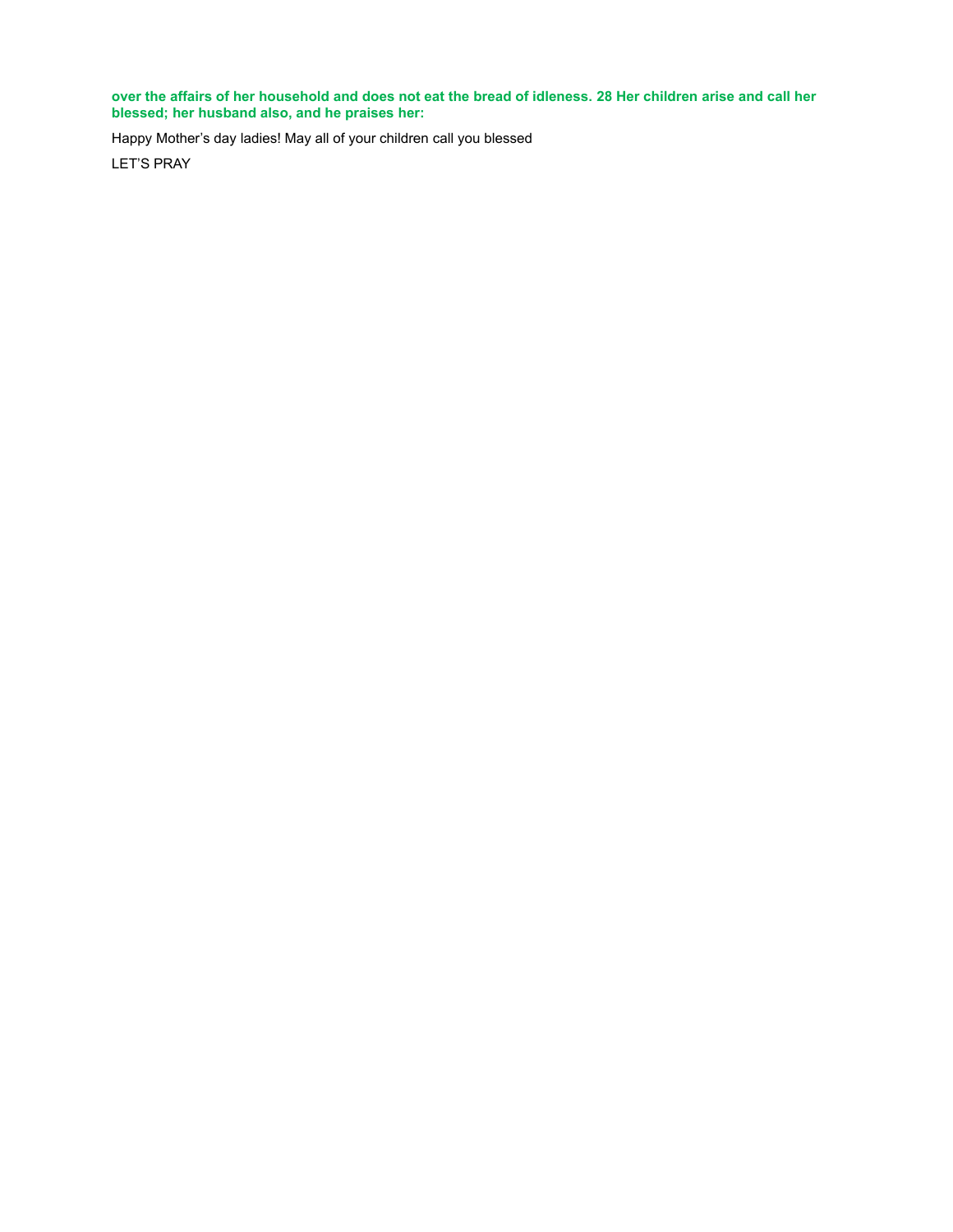**over the affairs of her household and does not eat the bread of idleness. 28 Her children arise and call her blessed; her husband also, and he praises her:**

Happy Mother's day ladies! May all of your children call you blessed

LET'S PRAY